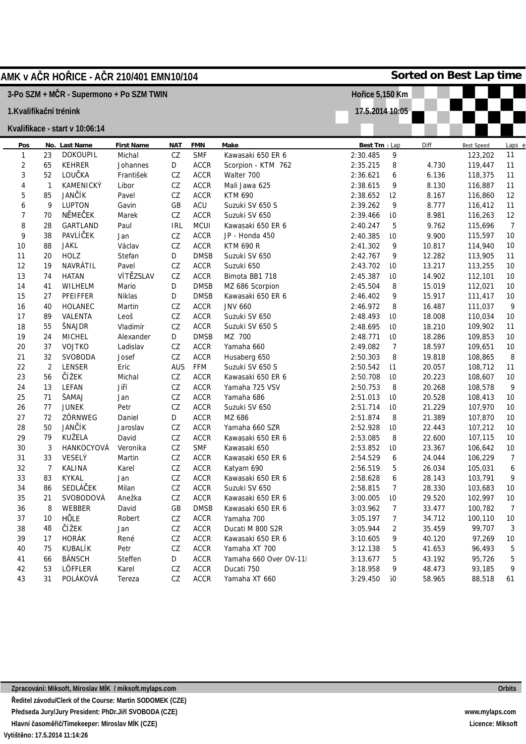# AMK v AČR HOŘICE - AČR 210/401 EMN10/104

**Sorted on Best Lap time**

**3-Po SZM + MČR - Supermono + Po SZM TWIN** — **Hořice 5,150 Km**

**1.Kvalifikační trénink** — **17.5.2014 10:05**

**Kvalifikace - start v 10:06:14**

| Pos | No. | Last Name | First Name | NAT | FMN | Make | Best Tm | Lap | Diff | Best Speed | Laps |
|---|---|---|---|---|---|---|---|---|---|---|---|
| 1 | 23 | DOKOUPIL | Michal | CZ | SMF | Kawasaki 650 ER 6 | 2:30.485 | 9 | | 123,202 | 11 |
| 2 | 65 | KEHRER | Johannes | D | ACCR | Scorpion - KTM 762 | 2:35.215 | 8 | 4.730 | 119,447 | 11 |
| 3 | 52 | LOUČKA | František | CZ | ACCR | Walter 700 | 2:36.621 | 6 | 6.136 | 118,375 | 11 |
| 4 | 1 | KAMENICKÝ | Libor | CZ | ACCR | Mali Jawa 625 | 2:38.615 | 9 | 8.130 | 116,887 | 11 |
| 5 | 85 | JANČÍK | Pavel | CZ | ACCR | KTM 690 | 2:38.652 | 12 | 8.167 | 116,860 | 12 |
| 6 | 9 | LUPTON | Gavin | GB | ACU | Suzuki SV 650 S | 2:39.262 | 9 | 8.777 | 116,412 | 11 |
| 7 | 70 | NĚMEČEK | Marek | CZ | ACCR | Suzuki SV 650 | 2:39.466 | 10 | 8.981 | 116,263 | 12 |
| 8 | 28 | GARTLAND | Paul | IRL | MCUI | Kawasaki 650 ER 6 | 2:40.247 | 5 | 9.762 | 115,696 | 7 |
| 9 | 38 | PAVLÍČEK | Jan | CZ | ACCR | JP - Honda 450 | 2:40.385 | 10 | 9.900 | 115,597 | 10 |
| 10 | 88 | JAKL | Václav | CZ | ACCR | KTM 690 R | 2:41.302 | 9 | 10.817 | 114,940 | 10 |
| 11 | 20 | HOLZ | Stefan | D | DMSB | Suzuki SV 650 | 2:42.767 | 9 | 12.282 | 113,905 | 11 |
| 12 | 19 | NAVRÁTIL | Pavel | CZ | ACCR | Suzuki 650 | 2:43.702 | 10 | 13.217 | 113,255 | 10 |
| 13 | 74 | HATAN | VÍTĚZSLAV | CZ | ACCR | Bimota BB1 718 | 2:45.387 | 10 | 14.902 | 112,101 | 10 |
| 14 | 41 | WILHELM | Mario | D | DMSB | MZ 686 Scorpion | 2:45.504 | 8 | 15.019 | 112,021 | 10 |
| 15 | 27 | PFEIFFER | Niklas | D | DMSB | Kawasaki 650 ER 6 | 2:46.402 | 9 | 15.917 | 111,417 | 10 |
| 16 | 40 | HOLANEC | Martin | CZ | ACCR | JNV 660 | 2:46.972 | 8 | 16.487 | 111,037 | 9 |
| 17 | 89 | VALENTA | Leoš | CZ | ACCR | Suzuki SV 650 | 2:48.493 | 10 | 18.008 | 110,034 | 10 |
| 18 | 55 | ŠNAJDR | Vladimír | CZ | ACCR | Suzuki SV 650 S | 2:48.695 | 10 | 18.210 | 109,902 | 11 |
| 19 | 24 | MICHEL | Alexander | D | DMSB | MZ 700 | 2:48.771 | 10 | 18.286 | 109,853 | 10 |
| 20 | 37 | VOJTKO | Ladislav | CZ | ACCR | Yamaha 660 | 2:49.082 | 7 | 18.597 | 109,651 | 10 |
| 21 | 32 | SVOBODA | Josef | CZ | ACCR | Husaberg 650 | 2:50.303 | 8 | 19.818 | 108,865 | 8 |
| 22 | 2 | LENSER | Eric | AUS | FFM | Suzuki SV 650 S | 2:50.542 | 11 | 20.057 | 108,712 | 11 |
| 23 | 56 | ČÍŽEK | Michal | CZ | ACCR | Kawasaki 650 ER 6 | 2:50.708 | 10 | 20.223 | 108,607 | 10 |
| 24 | 13 | LEFAN | Jiří | CZ | ACCR | Yamaha 725 VSV | 2:50.753 | 8 | 20.268 | 108,578 | 9 |
| 25 | 71 | ŠAMAJ | Jan | CZ | ACCR | Yamaha 686 | 2:51.013 | 10 | 20.528 | 108,413 | 10 |
| 26 | 77 | JUNEK | Petr | CZ | ACCR | Suzuki SV 650 | 2:51.714 | 10 | 21.229 | 107,970 | 10 |
| 27 | 72 | ZÖRNWEG | Daniel | D | ACCR | MZ 686 | 2:51.874 | 8 | 21.389 | 107,870 | 10 |
| 28 | 50 | JANČÍK | Jaroslav | CZ | ACCR | Yamaha 660 SZR | 2:52.928 | 10 | 22.443 | 107,212 | 10 |
| 29 | 79 | KUŽELA | David | CZ | ACCR | Kawasaki 650 ER 6 | 2:53.085 | 8 | 22.600 | 107,115 | 10 |
| 30 | 3 | HANKOCYOVÁ | Veronika | CZ | SMF | Kawasaki 650 | 2:53.852 | 10 | 23.367 | 106,642 | 10 |
| 31 | 33 | VESELÝ | Martin | CZ | ACCR | Kawasaki 650 ER 6 | 2:54.529 | 6 | 24.044 | 106,229 | 7 |
| 32 | 7 | KALINA | Karel | CZ | ACCR | Katyam 690 | 2:56.519 | 5 | 26.034 | 105,031 | 6 |
| 33 | 83 | KYKAL | Jan | CZ | ACCR | Kawasaki 650 ER 6 | 2:58.628 | 6 | 28.143 | 103,791 | 9 |
| 34 | 86 | SEDLÁČEK | Milan | CZ | ACCR | Suzuki SV 650 | 2:58.815 | 7 | 28.330 | 103,683 | 10 |
| 35 | 21 | SVOBODOVÁ | Anežka | CZ | ACCR | Kawasaki 650 ER 6 | 3:00.005 | 10 | 29.520 | 102,997 | 10 |
| 36 | 8 | WEBBER | David | GB | DMSB | Kawasaki 650 ER 6 | 3:03.962 | 7 | 33.477 | 100,782 | 7 |
| 37 | 10 | HŮLE | Robert | CZ | ACCR | Yamaha 700 | 3:05.197 | 7 | 34.712 | 100,110 | 10 |
| 38 | 48 | ČÍŽEK | Jan | CZ | ACCR | Ducati M 800 S2R | 3:05.944 | 2 | 35.459 | 99,707 | 3 |
| 39 | 17 | HORÁK | René | CZ | ACCR | Kawasaki 650 ER 6 | 3:10.605 | 9 | 40.120 | 97,269 | 10 |
| 40 | 75 | KUBALÍK | Petr | CZ | ACCR | Yamaha XT 700 | 3:12.138 | 5 | 41.653 | 96,493 | 5 |
| 41 | 66 | BÄNSCH | Steffen | D | ACCR | Yamaha 660 Over OV-11 | 3:13.677 | 5 | 43.192 | 95,726 | 5 |
| 42 | 53 | LÖFFLER | Karel | CZ | ACCR | Ducati 750 | 3:18.958 | 9 | 48.473 | 93,185 | 9 |
| 43 | 31 | POLÁKOVÁ | Tereza | CZ | ACCR | Yamaha XT 660 | 3:29.450 | 60 | 58.965 | 88,518 | 61 |

**Zpracování: Miksoft, Miroslav MÍK / miksoft.mylaps.com** — **Orbits**

**Ředitel závodu/Clerk of the Course: Martin SODOMEK (CZE)**

**Předseda Jury/Jury President: PhDr.Jiří SVOBODA (CZE)** — **www.mylaps.com**

**Hlavní časoměřič/Timekeeper: Miroslav MÍK (CZE)** — **Licence: Miksoft**

**Vytištěno: 17.5.2014 11:14:26**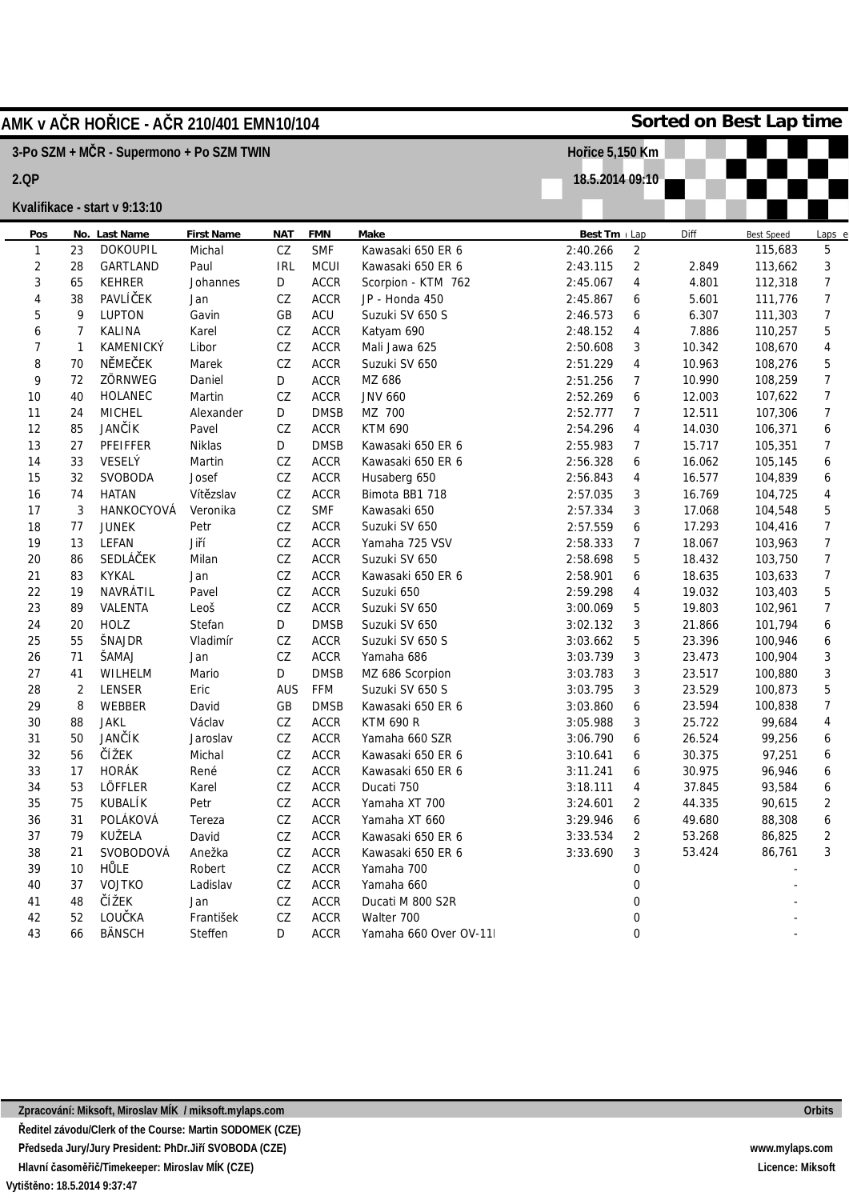# AMK v AČR HOŘICE - AČR 210/401 EMN10/104

**Sorted on Best Lap time**

**3-Po SZM + MČR - Supermono + Po SZM TWIN**

**Hořice 5,150 Km**

**2.QP**

**18.5.2014 09:10**

**Kvalifikace - start v 9:13:10**

| Pos | No. | Last Name | First Name | NAT | FMN | Make | Best Tm | Lap | Diff | Best Speed | Laps |
|---|---|---|---|---|---|---|---|---|---|---|---|
| 1 | 23 | DOKOUPIL | Michal | CZ | SMF | Kawasaki 650 ER 6 | 2:40.266 | 2 | | 115,683 | 5 |
| 2 | 28 | GARTLAND | Paul | IRL | MCUI | Kawasaki 650 ER 6 | 2:43.115 | 2 | 2.849 | 113,662 | 3 |
| 3 | 65 | KEHRER | Johannes | D | ACCR | Scorpion - KTM 762 | 2:45.067 | 4 | 4.801 | 112,318 | 7 |
| 4 | 38 | PAVLÍČEK | Jan | CZ | ACCR | JP - Honda 450 | 2:45.867 | 6 | 5.601 | 111,776 | 7 |
| 5 | 9 | LUPTON | Gavin | GB | ACU | Suzuki SV 650 S | 2:46.573 | 6 | 6.307 | 111,303 | 7 |
| 6 | 7 | KALINA | Karel | CZ | ACCR | Katyam 690 | 2:48.152 | 4 | 7.886 | 110,257 | 5 |
| 7 | 1 | KAMENICKÝ | Libor | CZ | ACCR | Mali Jawa 625 | 2:50.608 | 3 | 10.342 | 108,670 | 4 |
| 8 | 70 | NĚMEČEK | Marek | CZ | ACCR | Suzuki SV 650 | 2:51.229 | 4 | 10.963 | 108,276 | 5 |
| 9 | 72 | ZÖRNWEG | Daniel | D | ACCR | MZ 686 | 2:51.256 | 7 | 10.990 | 108,259 | 7 |
| 10 | 40 | HOLANEC | Martin | CZ | ACCR | JNV 660 | 2:52.269 | 6 | 12.003 | 107,622 | 7 |
| 11 | 24 | MICHEL | Alexander | D | DMSB | MZ 700 | 2:52.777 | 7 | 12.511 | 107,306 | 7 |
| 12 | 85 | JANČÍK | Pavel | CZ | ACCR | KTM 690 | 2:54.296 | 4 | 14.030 | 106,371 | 6 |
| 13 | 27 | PFEIFFER | Niklas | D | DMSB | Kawasaki 650 ER 6 | 2:55.983 | 7 | 15.717 | 105,351 | 7 |
| 14 | 33 | VESELÝ | Martin | CZ | ACCR | Kawasaki 650 ER 6 | 2:56.328 | 6 | 16.062 | 105,145 | 6 |
| 15 | 32 | SVOBODA | Josef | CZ | ACCR | Husaberg 650 | 2:56.843 | 4 | 16.577 | 104,839 | 6 |
| 16 | 74 | HATAN | Vítězslav | CZ | ACCR | Bimota BB1 718 | 2:57.035 | 3 | 16.769 | 104,725 | 4 |
| 17 | 3 | HANKOCYOVÁ | Veronika | CZ | SMF | Kawasaki 650 | 2:57.334 | 3 | 17.068 | 104,548 | 5 |
| 18 | 77 | JUNEK | Petr | CZ | ACCR | Suzuki SV 650 | 2:57.559 | 6 | 17.293 | 104,416 | 7 |
| 19 | 13 | LEFAN | Jiří | CZ | ACCR | Yamaha 725 VSV | 2:58.333 | 7 | 18.067 | 103,963 | 7 |
| 20 | 86 | SEDLÁČEK | Milan | CZ | ACCR | Suzuki SV 650 | 2:58.698 | 5 | 18.432 | 103,750 | 7 |
| 21 | 83 | KYKAL | Jan | CZ | ACCR | Kawasaki 650 ER 6 | 2:58.901 | 6 | 18.635 | 103,633 | 7 |
| 22 | 19 | NAVRÁTIL | Pavel | CZ | ACCR | Suzuki 650 | 2:59.298 | 4 | 19.032 | 103,403 | 5 |
| 23 | 89 | VALENTA | Leoš | CZ | ACCR | Suzuki SV 650 | 3:00.069 | 5 | 19.803 | 102,961 | 7 |
| 24 | 20 | HOLZ | Stefan | D | DMSB | Suzuki SV 650 | 3:02.132 | 3 | 21.866 | 101,794 | 6 |
| 25 | 55 | ŠNAJDR | Vladimír | CZ | ACCR | Suzuki SV 650 S | 3:03.662 | 5 | 23.396 | 100,946 | 6 |
| 26 | 71 | ŠAMAJ | Jan | CZ | ACCR | Yamaha 686 | 3:03.739 | 3 | 23.473 | 100,904 | 3 |
| 27 | 41 | WILHELM | Mario | D | DMSB | MZ 686 Scorpion | 3:03.783 | 3 | 23.517 | 100,880 | 3 |
| 28 | 2 | LENSER | Eric | AUS | FFM | Suzuki SV 650 S | 3:03.795 | 3 | 23.529 | 100,873 | 5 |
| 29 | 8 | WEBBER | David | GB | DMSB | Kawasaki 650 ER 6 | 3:03.860 | 6 | 23.594 | 100,838 | 7 |
| 30 | 88 | JAKL | Václav | CZ | ACCR | KTM 690 R | 3:05.988 | 3 | 25.722 | 99,684 | 4 |
| 31 | 50 | JANČÍK | Jaroslav | CZ | ACCR | Yamaha 660 SZR | 3:06.790 | 6 | 26.524 | 99,256 | 6 |
| 32 | 56 | ČÍŽEK | Michal | CZ | ACCR | Kawasaki 650 ER 6 | 3:10.641 | 6 | 30.375 | 97,251 | 6 |
| 33 | 17 | HORÁK | René | CZ | ACCR | Kawasaki 650 ER 6 | 3:11.241 | 6 | 30.975 | 96,946 | 6 |
| 34 | 53 | LÖFFLER | Karel | CZ | ACCR | Ducati 750 | 3:18.111 | 4 | 37.845 | 93,584 | 6 |
| 35 | 75 | KUBALÍK | Petr | CZ | ACCR | Yamaha XT 700 | 3:24.601 | 2 | 44.335 | 90,615 | 2 |
| 36 | 31 | POLÁKOVÁ | Tereza | CZ | ACCR | Yamaha XT 660 | 3:29.946 | 6 | 49.680 | 88,308 | 6 |
| 37 | 79 | KUŽELA | David | CZ | ACCR | Kawasaki 650 ER 6 | 3:33.534 | 2 | 53.268 | 86,825 | 2 |
| 38 | 21 | SVOBODOVÁ | Anežka | CZ | ACCR | Kawasaki 650 ER 6 | 3:33.690 | 3 | 53.424 | 86,761 | 3 |
| 39 | 10 | HŮLE | Robert | CZ | ACCR | Yamaha 700 | | 0 | | - | |
| 40 | 37 | VOJTKO | Ladislav | CZ | ACCR | Yamaha 660 | | 0 | | - | |
| 41 | 48 | ČÍŽEK | Jan | CZ | ACCR | Ducati M 800 S2R | | 0 | | - | |
| 42 | 52 | LOUČKA | František | CZ | ACCR | Walter 700 | | 0 | | - | |
| 43 | 66 | BÄNSCH | Steffen | D | ACCR | Yamaha 660 Over OV-11I | | 0 | | - | |

**Zpracování: Miksoft, Miroslav MÍK / miksoft.mylaps.com** — **Orbits**

**Ředitel závodu/Clerk of the Course: Martin SODOMEK (CZE)**

**Předseda Jury/Jury President: PhDr.Jiří SVOBODA (CZE)** — **www.mylaps.com**

**Hlavní časoměřič/Timekeeper: Miroslav MÍK (CZE)** — **Licence: Miksoft**

**Vytištěno: 18.5.2014 9:37:47**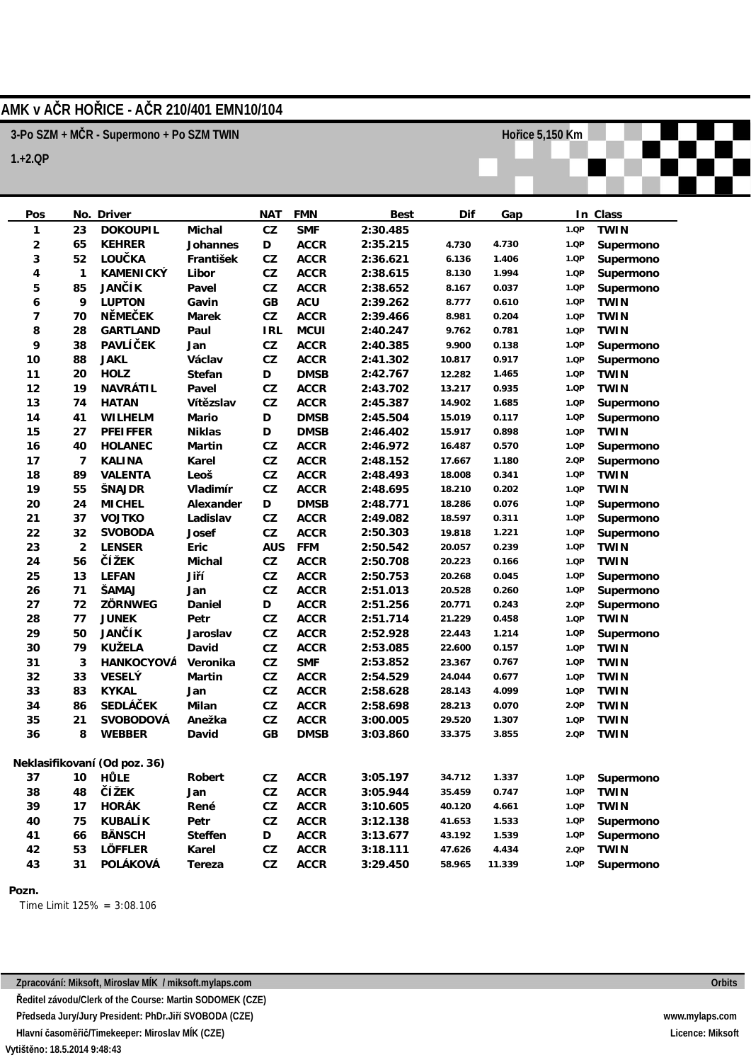# AMK v AČR HOŘICE - AČR 210/401 EMN10/104

3-Po SZM + MČR - Supermono + Po SZM TWIN

Hořice 5,150 Km

1.+2.QP

| Pos | No. | Driver | | NAT | FMN | Best | Dif | Gap | In | Class |
|---|---|---|---|---|---|---|---|---|---|---|
| 1 | 23 | DOKOUPIL | Michal | CZ | SMF | 2:30.485 | | | 1.QP | TWIN |
| 2 | 65 | KEHRER | Johannes | D | ACCR | 2:35.215 | 4.730 | 4.730 | 1.QP | Supermono |
| 3 | 52 | LOUČKA | František | CZ | ACCR | 2:36.621 | 6.136 | 1.406 | 1.QP | Supermono |
| 4 | 1 | KAMENICKÝ | Libor | CZ | ACCR | 2:38.615 | 8.130 | 1.994 | 1.QP | Supermono |
| 5 | 85 | JANČÍK | Pavel | CZ | ACCR | 2:38.652 | 8.167 | 0.037 | 1.QP | Supermono |
| 6 | 9 | LUPTON | Gavin | GB | ACU | 2:39.262 | 8.777 | 0.610 | 1.QP | TWIN |
| 7 | 70 | NĚMEČEK | Marek | CZ | ACCR | 2:39.466 | 8.981 | 0.204 | 1.QP | TWIN |
| 8 | 28 | GARTLAND | Paul | IRL | MCUI | 2:40.247 | 9.762 | 0.781 | 1.QP | TWIN |
| 9 | 38 | PAVLÍČEK | Jan | CZ | ACCR | 2:40.385 | 9.900 | 0.138 | 1.QP | Supermono |
| 10 | 88 | JAKL | Václav | CZ | ACCR | 2:41.302 | 10.817 | 0.917 | 1.QP | Supermono |
| 11 | 20 | HOLZ | Stefan | D | DMSB | 2:42.767 | 12.282 | 1.465 | 1.QP | TWIN |
| 12 | 19 | NAVRÁTIL | Pavel | CZ | ACCR | 2:43.702 | 13.217 | 0.935 | 1.QP | TWIN |
| 13 | 74 | HATAN | Vítězslav | CZ | ACCR | 2:45.387 | 14.902 | 1.685 | 1.QP | Supermono |
| 14 | 41 | WILHELM | Mario | D | DMSB | 2:45.504 | 15.019 | 0.117 | 1.QP | Supermono |
| 15 | 27 | PFEIFFER | Niklas | D | DMSB | 2:46.402 | 15.917 | 0.898 | 1.QP | TWIN |
| 16 | 40 | HOLANEC | Martin | CZ | ACCR | 2:46.972 | 16.487 | 0.570 | 1.QP | Supermono |
| 17 | 7 | KALINA | Karel | CZ | ACCR | 2:48.152 | 17.667 | 1.180 | 2.QP | Supermono |
| 18 | 89 | VALENTA | Leoš | CZ | ACCR | 2:48.493 | 18.008 | 0.341 | 1.QP | TWIN |
| 19 | 55 | ŠNAJDR | Vladimír | CZ | ACCR | 2:48.695 | 18.210 | 0.202 | 1.QP | TWIN |
| 20 | 24 | MICHEL | Alexander | D | DMSB | 2:48.771 | 18.286 | 0.076 | 1.QP | Supermono |
| 21 | 37 | VOJTKO | Ladislav | CZ | ACCR | 2:49.082 | 18.597 | 0.311 | 1.QP | Supermono |
| 22 | 32 | SVOBODA | Josef | CZ | ACCR | 2:50.303 | 19.818 | 1.221 | 1.QP | Supermono |
| 23 | 2 | LENSER | Eric | AUS | FFM | 2:50.542 | 20.057 | 0.239 | 1.QP | TWIN |
| 24 | 56 | ČÍŽEK | Michal | CZ | ACCR | 2:50.708 | 20.223 | 0.166 | 1.QP | TWIN |
| 25 | 13 | LEFAN | Jiří | CZ | ACCR | 2:50.753 | 20.268 | 0.045 | 1.QP | Supermono |
| 26 | 71 | ŠAMAJ | Jan | CZ | ACCR | 2:51.013 | 20.528 | 0.260 | 1.QP | Supermono |
| 27 | 72 | ZÖRNWEG | Daniel | D | ACCR | 2:51.256 | 20.771 | 0.243 | 2.QP | Supermono |
| 28 | 77 | JUNEK | Petr | CZ | ACCR | 2:51.714 | 21.229 | 0.458 | 1.QP | TWIN |
| 29 | 50 | JANČÍK | Jaroslav | CZ | ACCR | 2:52.928 | 22.443 | 1.214 | 1.QP | Supermono |
| 30 | 79 | KUŽELA | David | CZ | ACCR | 2:53.085 | 22.600 | 0.157 | 1.QP | TWIN |
| 31 | 3 | HANKOCYOVÁ | Veronika | CZ | SMF | 2:53.852 | 23.367 | 0.767 | 1.QP | TWIN |
| 32 | 33 | VESELÝ | Martin | CZ | ACCR | 2:54.529 | 24.044 | 0.677 | 1.QP | TWIN |
| 33 | 83 | KYKAL | Jan | CZ | ACCR | 2:58.628 | 28.143 | 4.099 | 1.QP | TWIN |
| 34 | 86 | SEDLÁČEK | Milan | CZ | ACCR | 2:58.698 | 28.213 | 0.070 | 2.QP | TWIN |
| 35 | 21 | SVOBODOVÁ | Anežka | CZ | ACCR | 3:00.005 | 29.520 | 1.307 | 1.QP | TWIN |
| 36 | 8 | WEBBER | David | GB | DMSB | 3:03.860 | 33.375 | 3.855 | 2.QP | TWIN |
| **Neklasifikovaní (Od poz. 36)** | | | | | | | | | | |
| 37 | 10 | HŮLE | Robert | CZ | ACCR | 3:05.197 | 34.712 | 1.337 | 1.QP | Supermono |
| 38 | 48 | ČÍŽEK | Jan | CZ | ACCR | 3:05.944 | 35.459 | 0.747 | 1.QP | TWIN |
| 39 | 17 | HORÁK | René | CZ | ACCR | 3:10.605 | 40.120 | 4.661 | 1.QP | TWIN |
| 40 | 75 | KUBALÍK | Petr | CZ | ACCR | 3:12.138 | 41.653 | 1.533 | 1.QP | Supermono |
| 41 | 66 | BÄNSCH | Steffen | D | ACCR | 3:13.677 | 43.192 | 1.539 | 1.QP | Supermono |
| 42 | 53 | LÖFFLER | Karel | CZ | ACCR | 3:18.111 | 47.626 | 4.434 | 2.QP | TWIN |
| 43 | 31 | POLÁKOVÁ | Tereza | CZ | ACCR | 3:29.450 | 58.965 | 11.339 | 1.QP | Supermono |

**Pozn.**

Time Limit 125% = 3:08.106

Zpracování: Miksoft, Miroslav MÍK / miksoft.mylaps.com

Ředitel závodu/Clerk of the Course: Martin SODOMEK (CZE)

Předseda Jury/Jury President: PhDr.Jiří SVOBODA (CZE)

Hlavní časoměřič/Timekeeper: Miroslav MÍK (CZE)

Vytištěno: 18.5.2014 9:48:43

Orbits

www.mylaps.com

Licence: Miksoft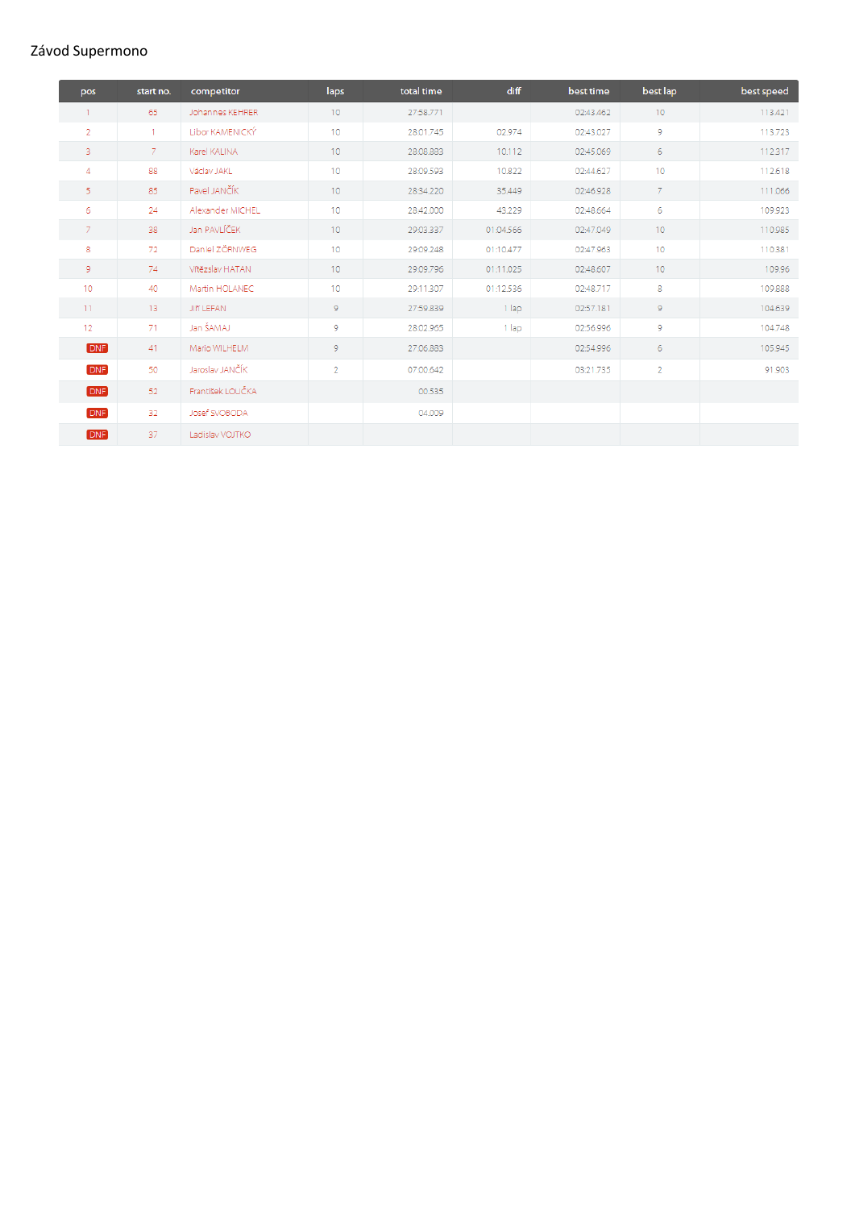Závod Supermono

| pos | start no. | competitor | laps | total time | diff | best time | best lap | best speed |
|---|---|---|---|---|---|---|---|---|
| 1 | 65 | Johannes KEHRER | 10 | 27:58.771 | | 02:43.462 | 10 | 113.421 |
| 2 | 1 | Libor KAMENICKÝ | 10 | 28:01.745 | 02.974 | 02:43.027 | 9 | 113.723 |
| 3 | 7 | Karel KALINA | 10 | 28:08.883 | 10.112 | 02:45.069 | 6 | 112.317 |
| 4 | 88 | Václav JAKL | 10 | 28:09.593 | 10.822 | 02:44.627 | 10 | 112.618 |
| 5 | 85 | Pavel JANČÍK | 10 | 28:34.220 | 35.449 | 02:46.928 | 7 | 111.066 |
| 6 | 24 | Alexander MICHEL | 10 | 28:42.000 | 43.229 | 02:48.664 | 6 | 109.923 |
| 7 | 38 | Jan PAVLÍČEK | 10 | 29:03.337 | 01:04.566 | 02:47.049 | 10 | 110.985 |
| 8 | 72 | Daniel ZÖRNWEG | 10 | 29:09.248 | 01:10.477 | 02:47.963 | 10 | 110.381 |
| 9 | 74 | Vítězslav HAŤAN | 10 | 29:09.796 | 01:11.025 | 02:48.607 | 10 | 109.96 |
| 10 | 40 | Martin HOLANEC | 10 | 29:11.307 | 01:12.536 | 02:48.717 | 8 | 109.888 |
| 11 | 13 | Jiří LEPAŘ | 9 | 27:59.839 | 1 lap | 02:57.181 | 9 | 104.639 |
| 12 | 71 | Jan ŠAMAJ | 9 | 28:02.965 | 1 lap | 02:56.996 | 9 | 104.748 |
| DNF | 41 | Mario WILHELM | 9 | 27:06.883 | | 02:54.996 | 6 | 105.945 |
| DNF | 50 | Jaroslav JANČÍK | 2 | 07:00.642 | | 03:21.735 | 2 | 91.903 |
| DNF | 52 | František LOUČKA | | 00.535 | | | | |
| DNF | 32 | Josef SVOBODA | | 04.009 | | | | |
| DNF | 37 | Ladislav VOJTKO | | | | | | |